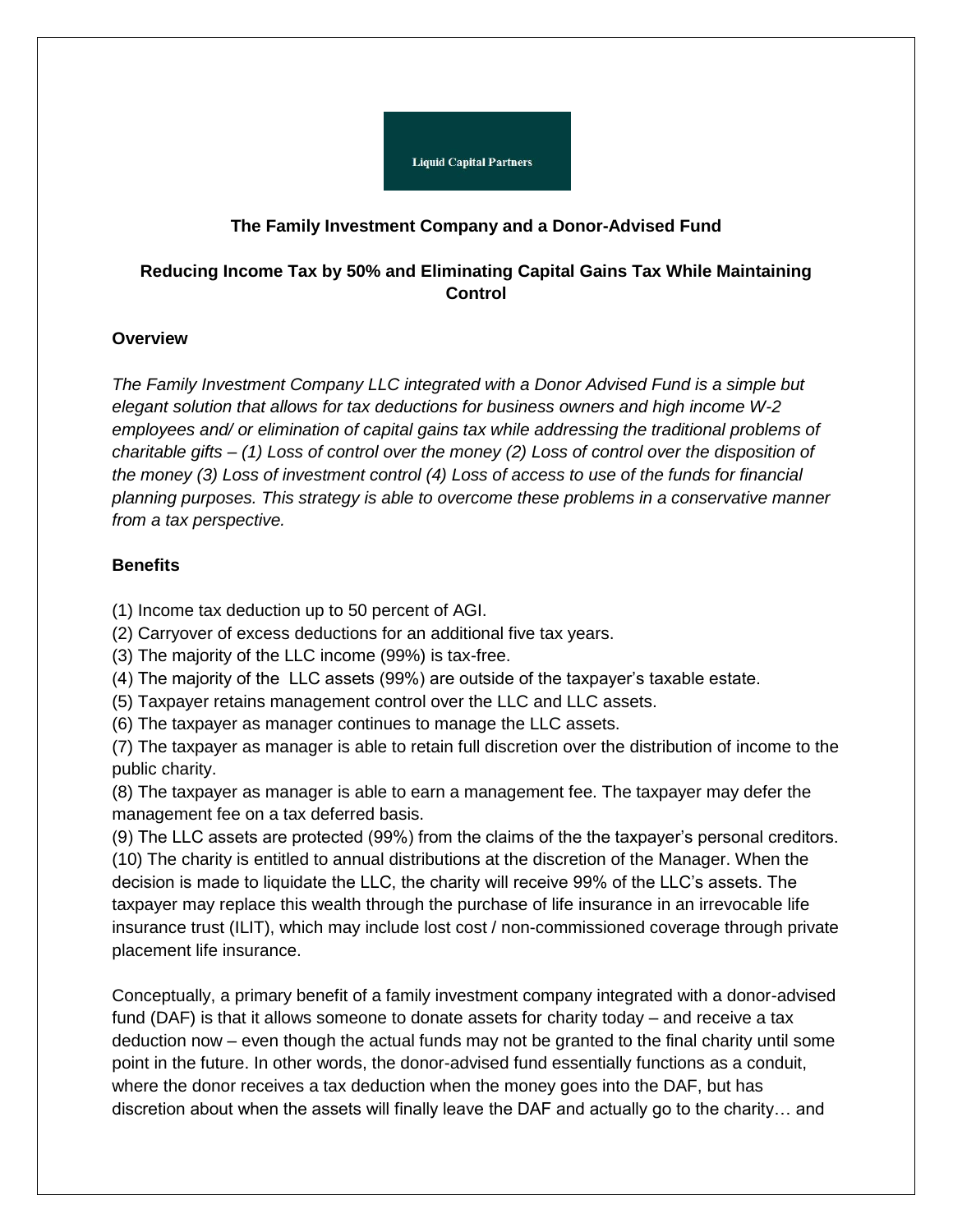Liquid Capital Partners

**The Family Investment Company and a Donor-Advised Fund**

**Reducing Income Tax by 50% and Eliminating Capital Gains Tax While Maintaining Control**

**Overview**

*The Family Investment Company LLC integrated with a Donor Advised Fund is a simple but elegant solution that allows for tax deductions for business owners and high income W-2 employees and/ or elimination of capital gains tax while addressing the traditional problems of charitable gifts – (1) Loss of control over the money (2) Loss of control over the disposition of the money (3) Loss of investment control (4) Loss of access to use of the funds for financial planning purposes. This strategy is able to overcome these problems in a conservative manner from a tax perspective.*

**Benefits**

(1) Income tax deduction up to 50 percent of AGI.
(2) Carryover of excess deductions for an additional five tax years.
(3) The majority of the LLC income (99%) is tax-free.
(4) The majority of the  LLC assets (99%) are outside of the taxpayer's taxable estate.
(5) Taxpayer retains management control over the LLC and LLC assets.
(6) The taxpayer as manager continues to manage the LLC assets.
(7) The taxpayer as manager is able to retain full discretion over the distribution of income to the public charity.
(8) The taxpayer as manager is able to earn a management fee. The taxpayer may defer the management fee on a tax deferred basis.
(9) The LLC assets are protected (99%) from the claims of the the taxpayer's personal creditors.
(10) The charity is entitled to annual distributions at the discretion of the Manager. When the decision is made to liquidate the LLC, the charity will receive 99% of the LLC's assets. The taxpayer may replace this wealth through the purchase of life insurance in an irrevocable life insurance trust (ILIT), which may include lost cost / non-commissioned coverage through private placement life insurance.

Conceptually, a primary benefit of a family investment company integrated with a donor-advised fund (DAF) is that it allows someone to donate assets for charity today – and receive a tax deduction now – even though the actual funds may not be granted to the final charity until some point in the future. In other words, the donor-advised fund essentially functions as a conduit, where the donor receives a tax deduction when the money goes into the DAF, but has discretion about when the assets will finally leave the DAF and actually go to the charity… and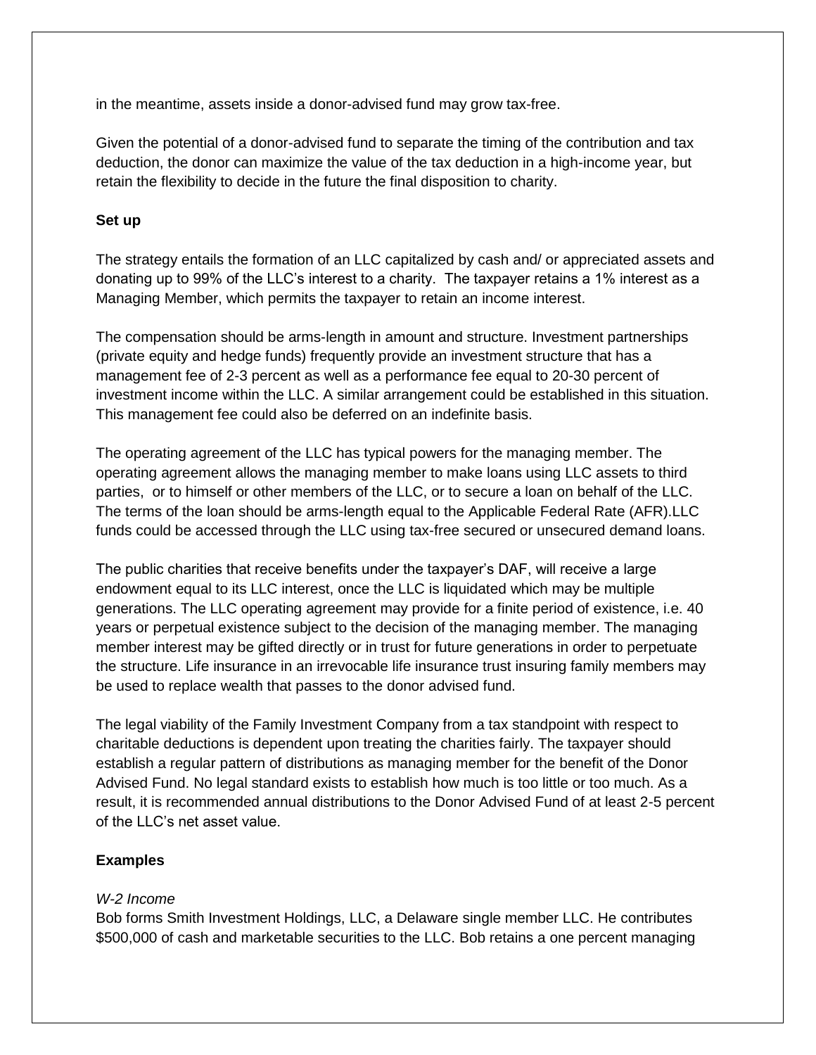in the meantime, assets inside a donor-advised fund may grow tax-free.

Given the potential of a donor-advised fund to separate the timing of the contribution and tax deduction, the donor can maximize the value of the tax deduction in a high-income year, but retain the flexibility to decide in the future the final disposition to charity.

**Set up**

The strategy entails the formation of an LLC capitalized by cash and/ or appreciated assets and donating up to 99% of the LLC's interest to a charity. The taxpayer retains a 1% interest as a Managing Member, which permits the taxpayer to retain an income interest.

The compensation should be arms-length in amount and structure. Investment partnerships (private equity and hedge funds) frequently provide an investment structure that has a management fee of 2-3 percent as well as a performance fee equal to 20-30 percent of investment income within the LLC. A similar arrangement could be established in this situation. This management fee could also be deferred on an indefinite basis.

The operating agreement of the LLC has typical powers for the managing member. The operating agreement allows the managing member to make loans using LLC assets to third parties, or to himself or other members of the LLC, or to secure a loan on behalf of the LLC. The terms of the loan should be arms-length equal to the Applicable Federal Rate (AFR).LLC funds could be accessed through the LLC using tax-free secured or unsecured demand loans.

The public charities that receive benefits under the taxpayer's DAF, will receive a large endowment equal to its LLC interest, once the LLC is liquidated which may be multiple generations. The LLC operating agreement may provide for a finite period of existence, i.e. 40 years or perpetual existence subject to the decision of the managing member. The managing member interest may be gifted directly or in trust for future generations in order to perpetuate the structure. Life insurance in an irrevocable life insurance trust insuring family members may be used to replace wealth that passes to the donor advised fund.

The legal viability of the Family Investment Company from a tax standpoint with respect to charitable deductions is dependent upon treating the charities fairly. The taxpayer should establish a regular pattern of distributions as managing member for the benefit of the Donor Advised Fund. No legal standard exists to establish how much is too little or too much. As a result, it is recommended annual distributions to the Donor Advised Fund of at least 2-5 percent of the LLC's net asset value.

**Examples**

*W-2 Income*

Bob forms Smith Investment Holdings, LLC, a Delaware single member LLC. He contributes $500,000 of cash and marketable securities to the LLC. Bob retains a one percent managing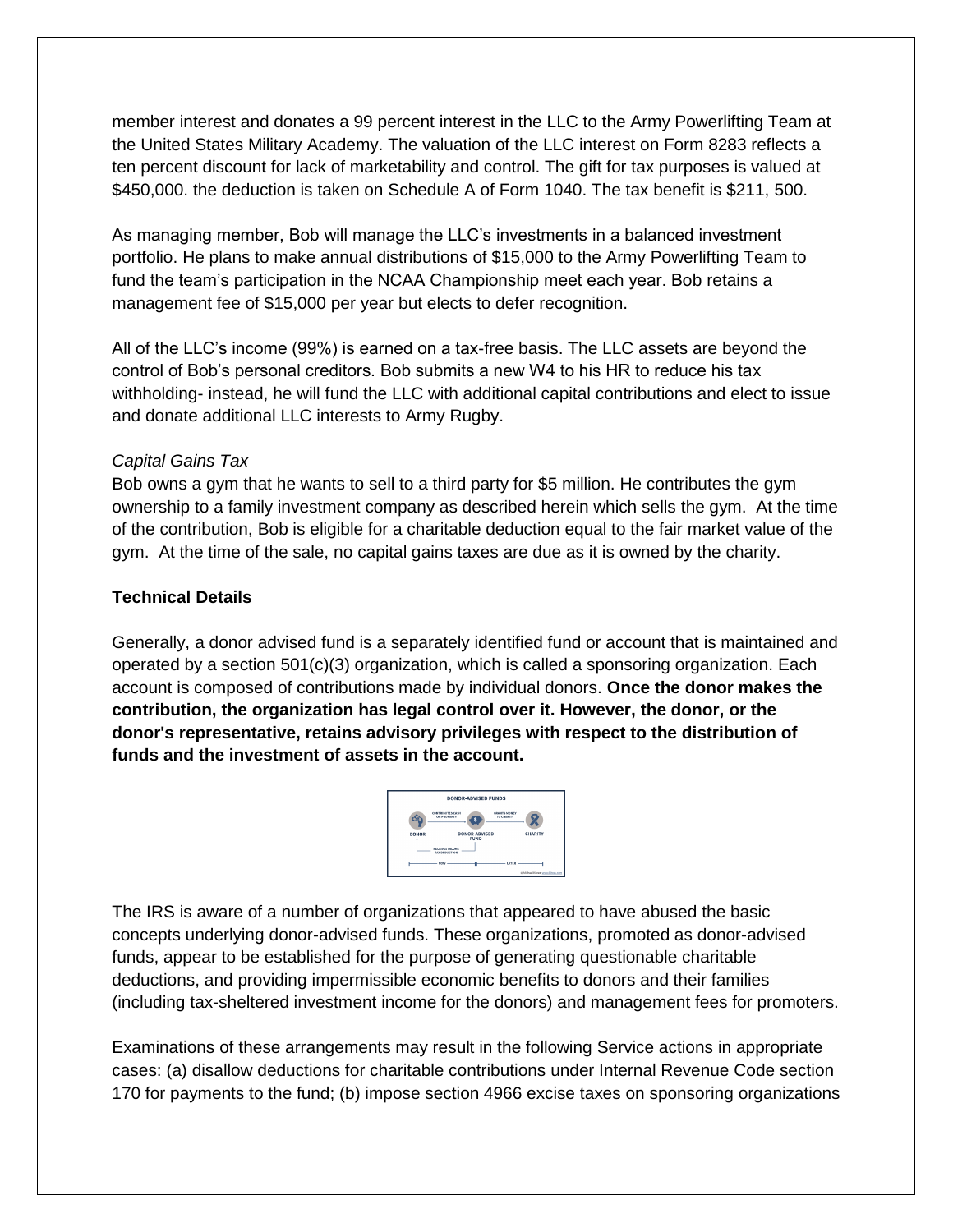member interest and donates a 99 percent interest in the LLC to the Army Powerlifting Team at the United States Military Academy. The valuation of the LLC interest on Form 8283 reflects a ten percent discount for lack of marketability and control. The gift for tax purposes is valued at $450,000. the deduction is taken on Schedule A of Form 1040. The tax benefit is $211, 500.

As managing member, Bob will manage the LLC's investments in a balanced investment portfolio. He plans to make annual distributions of $15,000 to the Army Powerlifting Team to fund the team's participation in the NCAA Championship meet each year. Bob retains a management fee of $15,000 per year but elects to defer recognition.

All of the LLC's income (99%) is earned on a tax-free basis. The LLC assets are beyond the control of Bob's personal creditors. Bob submits a new W4 to his HR to reduce his tax withholding- instead, he will fund the LLC with additional capital contributions and elect to issue and donate additional LLC interests to Army Rugby.

*Capital Gains Tax*

Bob owns a gym that he wants to sell to a third party for $5 million. He contributes the gym ownership to a family investment company as described herein which sells the gym. At the time of the contribution, Bob is eligible for a charitable deduction equal to the fair market value of the gym. At the time of the sale, no capital gains taxes are due as it is owned by the charity.

**Technical Details**

Generally, a donor advised fund is a separately identified fund or account that is maintained and operated by a section 501(c)(3) organization, which is called a sponsoring organization. Each account is composed of contributions made by individual donors. **Once the donor makes the contribution, the organization has legal control over it. However, the donor, or the donor's representative, retains advisory privileges with respect to the distribution of funds and the investment of assets in the account.**

The IRS is aware of a number of organizations that appeared to have abused the basic concepts underlying donor-advised funds. These organizations, promoted as donor-advised funds, appear to be established for the purpose of generating questionable charitable deductions, and providing impermissible economic benefits to donors and their families (including tax-sheltered investment income for the donors) and management fees for promoters.

Examinations of these arrangements may result in the following Service actions in appropriate cases: (a) disallow deductions for charitable contributions under Internal Revenue Code section 170 for payments to the fund; (b) impose section 4966 excise taxes on sponsoring organizations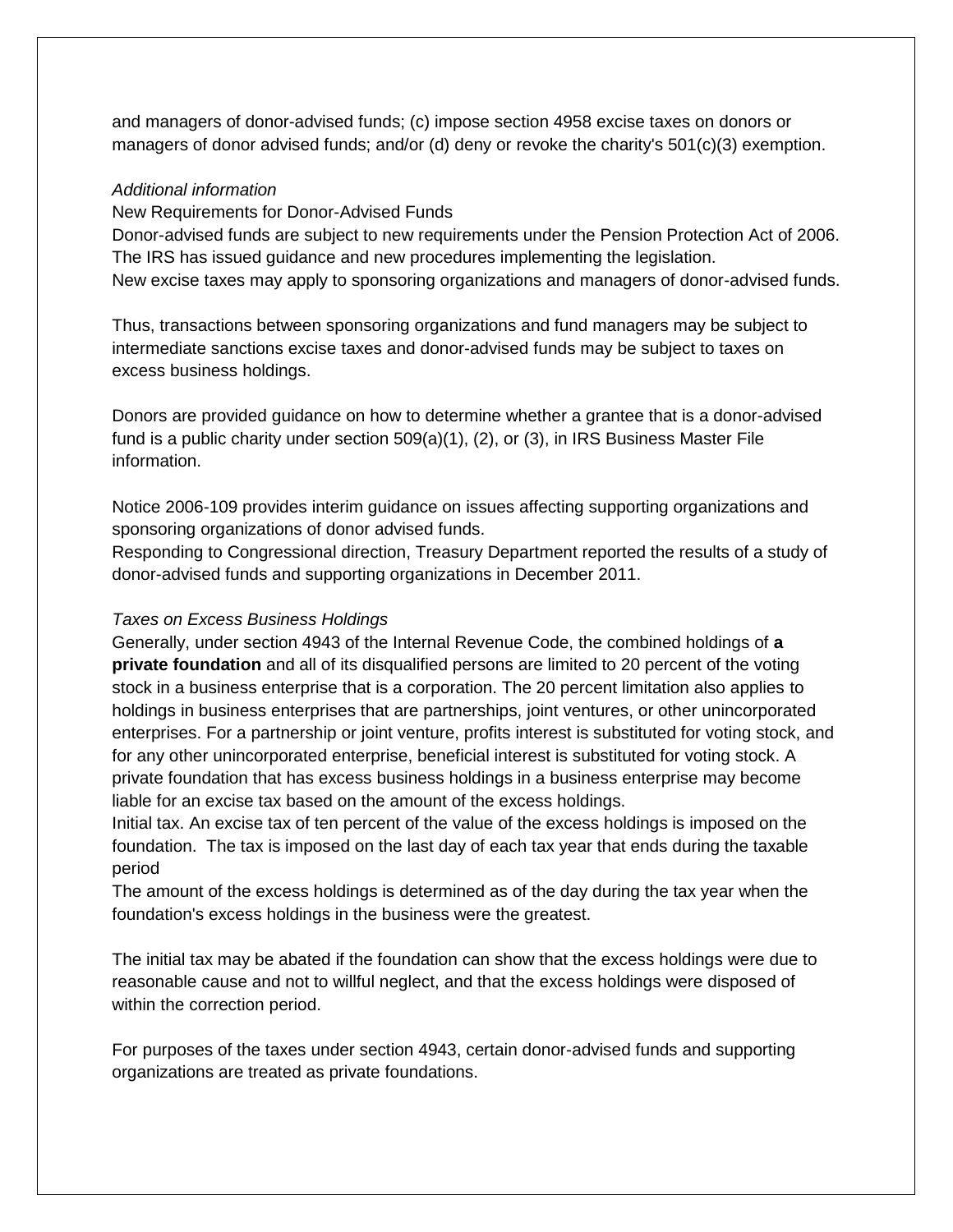and managers of donor-advised funds; (c) impose section 4958 excise taxes on donors or managers of donor advised funds; and/or (d) deny or revoke the charity's 501(c)(3) exemption.

*Additional information*

New Requirements for Donor-Advised Funds

Donor-advised funds are subject to new requirements under the Pension Protection Act of 2006. The IRS has issued guidance and new procedures implementing the legislation.

New excise taxes may apply to sponsoring organizations and managers of donor-advised funds.

Thus, transactions between sponsoring organizations and fund managers may be subject to intermediate sanctions excise taxes and donor-advised funds may be subject to taxes on excess business holdings.

Donors are provided guidance on how to determine whether a grantee that is a donor-advised fund is a public charity under section 509(a)(1), (2), or (3), in IRS Business Master File information.

Notice 2006-109 provides interim guidance on issues affecting supporting organizations and sponsoring organizations of donor advised funds.

Responding to Congressional direction, Treasury Department reported the results of a study of donor-advised funds and supporting organizations in December 2011.

*Taxes on Excess Business Holdings*

Generally, under section 4943 of the Internal Revenue Code, the combined holdings of **a private foundation** and all of its disqualified persons are limited to 20 percent of the voting stock in a business enterprise that is a corporation. The 20 percent limitation also applies to holdings in business enterprises that are partnerships, joint ventures, or other unincorporated enterprises. For a partnership or joint venture, profits interest is substituted for voting stock, and for any other unincorporated enterprise, beneficial interest is substituted for voting stock. A private foundation that has excess business holdings in a business enterprise may become liable for an excise tax based on the amount of the excess holdings.

Initial tax. An excise tax of ten percent of the value of the excess holdings is imposed on the foundation. The tax is imposed on the last day of each tax year that ends during the taxable period

The amount of the excess holdings is determined as of the day during the tax year when the foundation's excess holdings in the business were the greatest.

The initial tax may be abated if the foundation can show that the excess holdings were due to reasonable cause and not to willful neglect, and that the excess holdings were disposed of within the correction period.

For purposes of the taxes under section 4943, certain donor-advised funds and supporting organizations are treated as private foundations.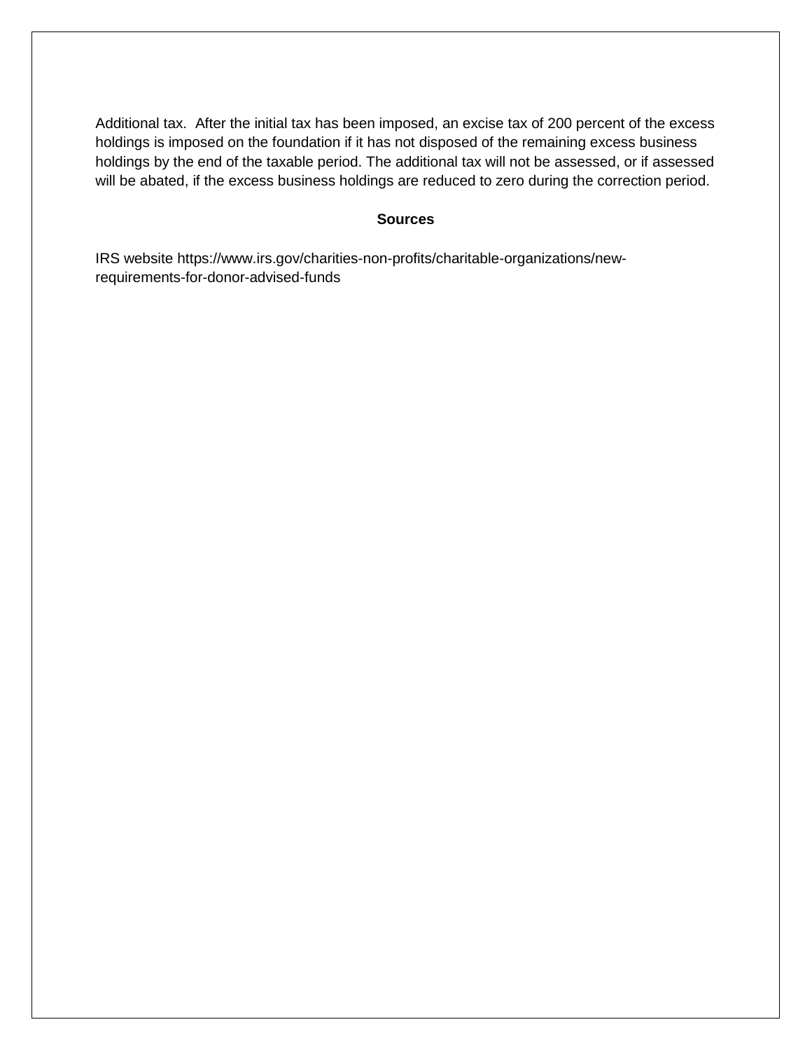Additional tax. After the initial tax has been imposed, an excise tax of 200 percent of the excess holdings is imposed on the foundation if it has not disposed of the remaining excess business holdings by the end of the taxable period. The additional tax will not be assessed, or if assessed will be abated, if the excess business holdings are reduced to zero during the correction period.

**Sources**

IRS website https://www.irs.gov/charities-non-profits/charitable-organizations/new-requirements-for-donor-advised-funds